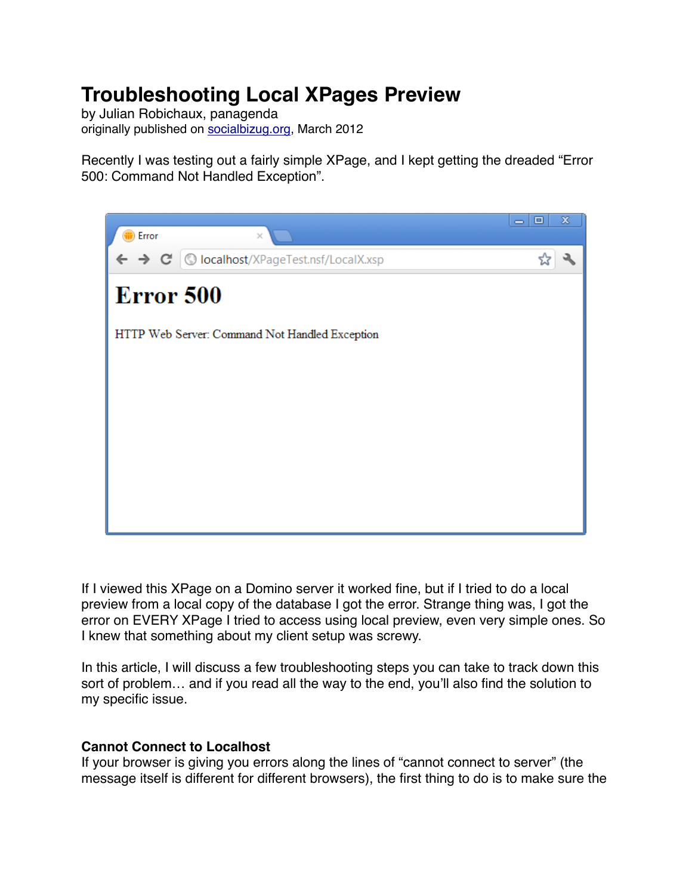# Troubleshooting Local XPages Preview

by Julian Robichaux, panagenda
originally published on [socialbizug.org](socialbizug.org), March 2012

Recently I was testing out a fairly simple XPage, and I kept getting the dreaded "Error 500: Command Not Handled Exception".

If I viewed this XPage on a Domino server it worked fine, but if I tried to do a local preview from a local copy of the database I got the error. Strange thing was, I got the error on EVERY XPage I tried to access using local preview, even very simple ones. So I knew that something about my client setup was screwy.

In this article, I will discuss a few troubleshooting steps you can take to track down this sort of problem… and if you read all the way to the end, you'll also find the solution to my specific issue.

**Cannot Connect to Localhost**

If your browser is giving you errors along the lines of "cannot connect to server" (the message itself is different for different browsers), the first thing to do is to make sure the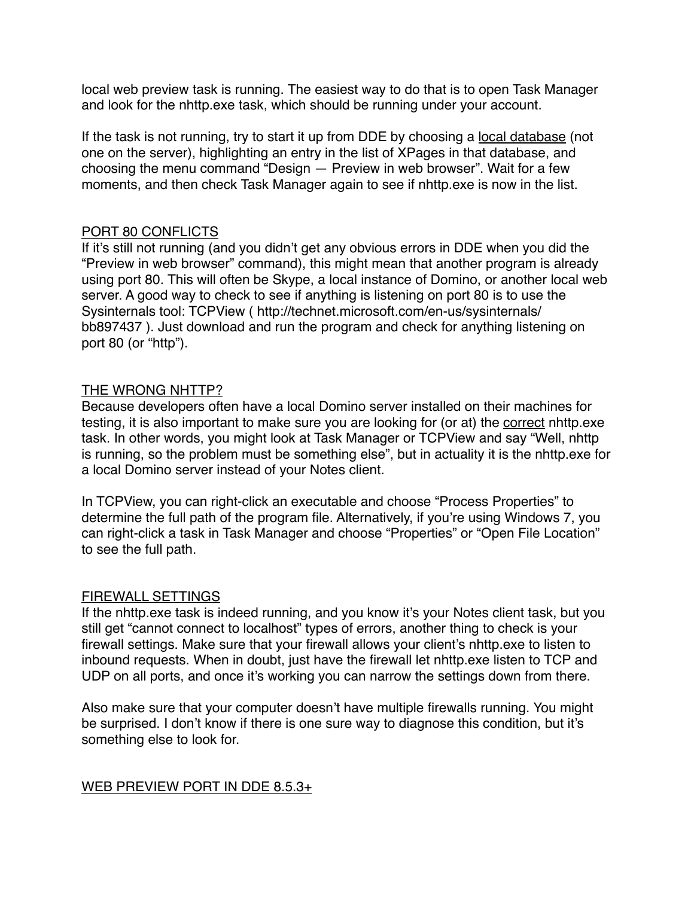local web preview task is running. The easiest way to do that is to open Task Manager and look for the nhttp.exe task, which should be running under your account.

If the task is not running, try to start it up from DDE by choosing a local database (not one on the server), highlighting an entry in the list of XPages in that database, and choosing the menu command "Design — Preview in web browser". Wait for a few moments, and then check Task Manager again to see if nhttp.exe is now in the list.

## PORT 80 CONFLICTS

If it's still not running (and you didn't get any obvious errors in DDE when you did the "Preview in web browser" command), this might mean that another program is already using port 80. This will often be Skype, a local instance of Domino, or another local web server. A good way to check to see if anything is listening on port 80 is to use the Sysinternals tool: TCPView ( http://technet.microsoft.com/en-us/sysinternals/bb897437 ). Just download and run the program and check for anything listening on port 80 (or "http").

## THE WRONG NHTTP?

Because developers often have a local Domino server installed on their machines for testing, it is also important to make sure you are looking for (or at) the correct nhttp.exe task. In other words, you might look at Task Manager or TCPView and say "Well, nhttp is running, so the problem must be something else", but in actuality it is the nhttp.exe for a local Domino server instead of your Notes client.

In TCPView, you can right-click an executable and choose "Process Properties" to determine the full path of the program file. Alternatively, if you're using Windows 7, you can right-click a task in Task Manager and choose "Properties" or "Open File Location" to see the full path.

## FIREWALL SETTINGS

If the nhttp.exe task is indeed running, and you know it's your Notes client task, but you still get "cannot connect to localhost" types of errors, another thing to check is your firewall settings. Make sure that your firewall allows your client's nhttp.exe to listen to inbound requests. When in doubt, just have the firewall let nhttp.exe listen to TCP and UDP on all ports, and once it's working you can narrow the settings down from there.

Also make sure that your computer doesn't have multiple firewalls running. You might be surprised. I don't know if there is one sure way to diagnose this condition, but it's something else to look for.

## WEB PREVIEW PORT IN DDE 8.5.3+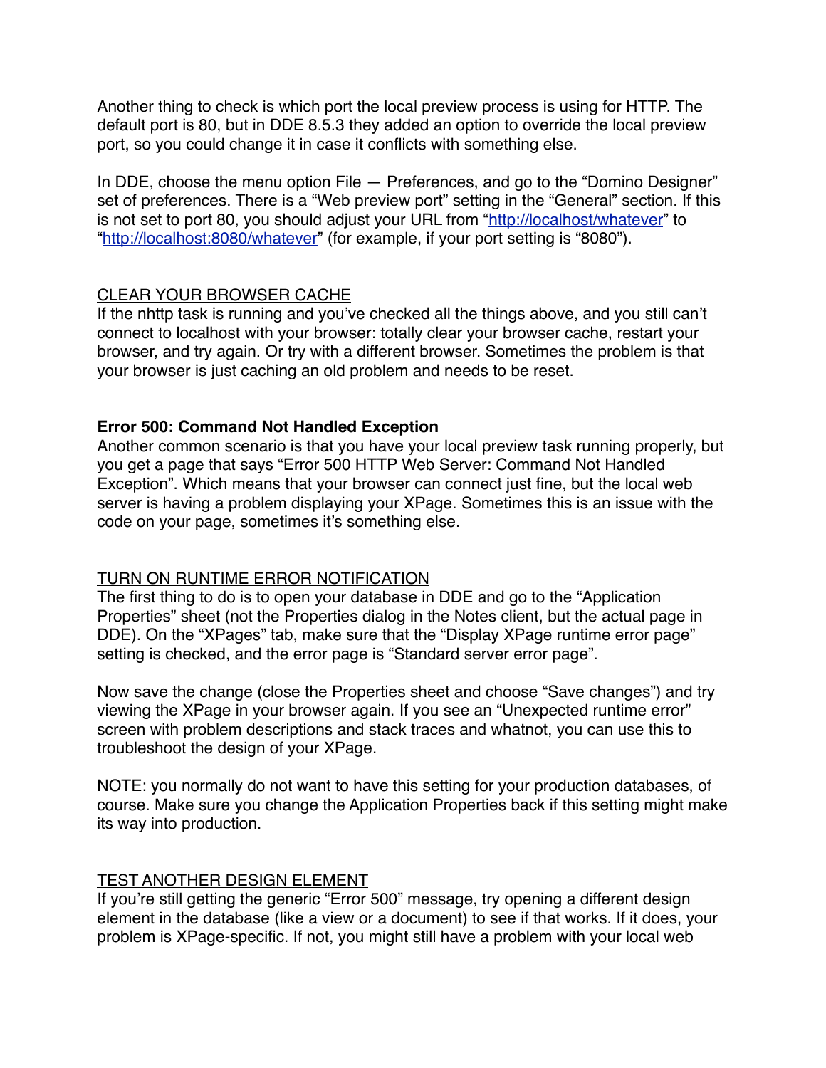Another thing to check is which port the local preview process is using for HTTP. The default port is 80, but in DDE 8.5.3 they added an option to override the local preview port, so you could change it in case it conflicts with something else.

In DDE, choose the menu option File — Preferences, and go to the "Domino Designer" set of preferences. There is a "Web preview port" setting in the "General" section. If this is not set to port 80, you should adjust your URL from "http://localhost/whatever" to "http://localhost:8080/whatever" (for example, if your port setting is "8080").

<u>CLEAR YOUR BROWSER CACHE</u>

If the nhttp task is running and you've checked all the things above, and you still can't connect to localhost with your browser: totally clear your browser cache, restart your browser, and try again. Or try with a different browser. Sometimes the problem is that your browser is just caching an old problem and needs to be reset.

**Error 500: Command Not Handled Exception**

Another common scenario is that you have your local preview task running properly, but you get a page that says "Error 500 HTTP Web Server: Command Not Handled Exception". Which means that your browser can connect just fine, but the local web server is having a problem displaying your XPage. Sometimes this is an issue with the code on your page, sometimes it's something else.

<u>TURN ON RUNTIME ERROR NOTIFICATION</u>

The first thing to do is to open your database in DDE and go to the "Application Properties" sheet (not the Properties dialog in the Notes client, but the actual page in DDE). On the "XPages" tab, make sure that the "Display XPage runtime error page" setting is checked, and the error page is "Standard server error page".

Now save the change (close the Properties sheet and choose "Save changes") and try viewing the XPage in your browser again. If you see an "Unexpected runtime error" screen with problem descriptions and stack traces and whatnot, you can use this to troubleshoot the design of your XPage.

NOTE: you normally do not want to have this setting for your production databases, of course. Make sure you change the Application Properties back if this setting might make its way into production.

<u>TEST ANOTHER DESIGN ELEMENT</u>

If you're still getting the generic "Error 500" message, try opening a different design element in the database (like a view or a document) to see if that works. If it does, your problem is XPage-specific. If not, you might still have a problem with your local web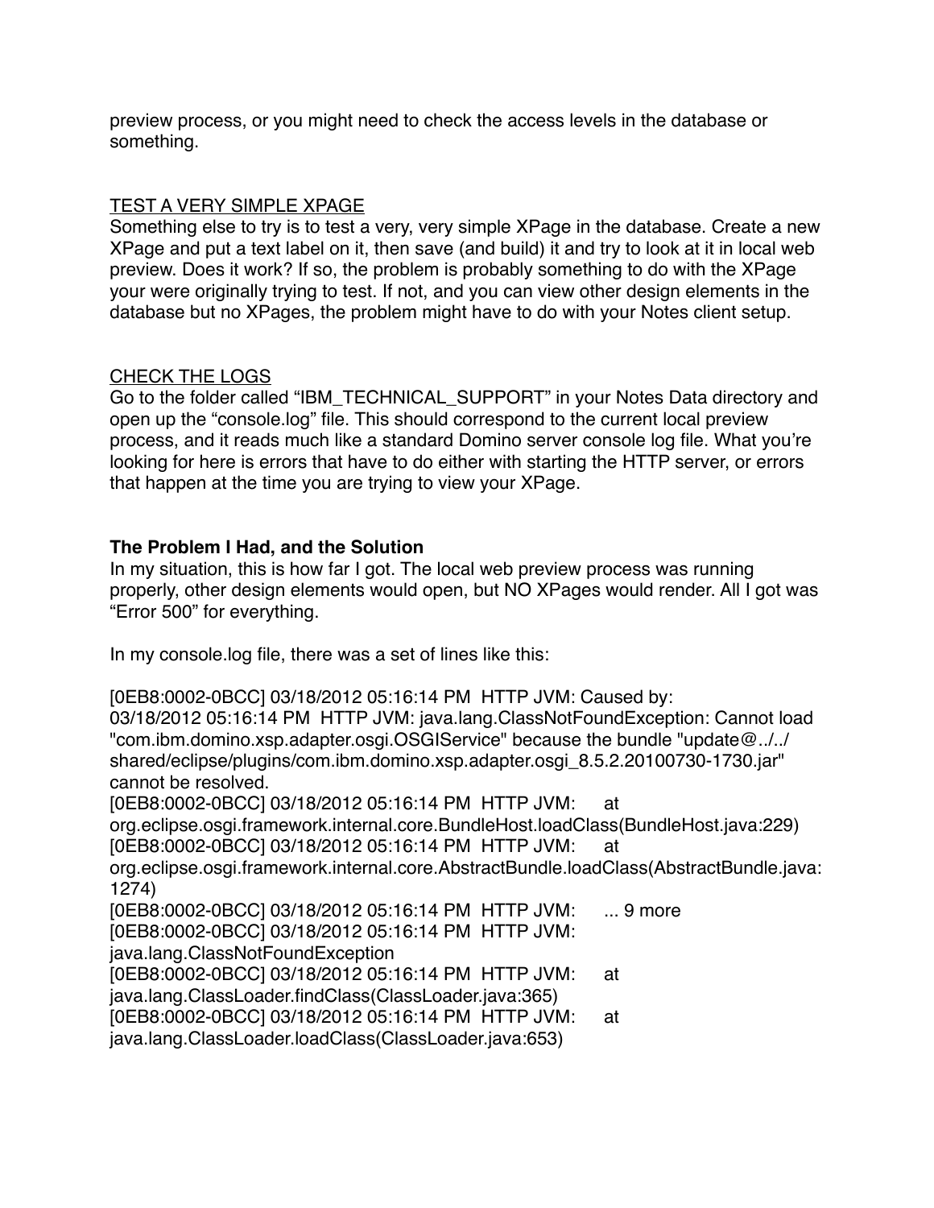preview process, or you might need to check the access levels in the database or something.

<u>TEST A VERY SIMPLE XPAGE</u>
Something else to try is to test a very, very simple XPage in the database. Create a new XPage and put a text label on it, then save (and build) it and try to look at it in local web preview. Does it work? If so, the problem is probably something to do with the XPage your were originally trying to test. If not, and you can view other design elements in the database but no XPages, the problem might have to do with your Notes client setup.

<u>CHECK THE LOGS</u>
Go to the folder called “IBM_TECHNICAL_SUPPORT” in your Notes Data directory and open up the “console.log” file. This should correspond to the current local preview process, and it reads much like a standard Domino server console log file. What you’re looking for here is errors that have to do either with starting the HTTP server, or errors that happen at the time you are trying to view your XPage.

**The Problem I Had, and the Solution**
In my situation, this is how far I got. The local web preview process was running properly, other design elements would open, but NO XPages would render. All I got was “Error 500” for everything.

In my console.log file, there was a set of lines like this:

```
[0EB8:0002-0BCC] 03/18/2012 05:16:14 PM  HTTP JVM: Caused by:
03/18/2012 05:16:14 PM  HTTP JVM: java.lang.ClassNotFoundException: Cannot load "com.ibm.domino.xsp.adapter.osgi.OSGIService" because the bundle "update@../../shared/eclipse/plugins/com.ibm.domino.xsp.adapter.osgi_8.5.2.20100730-1730.jar" cannot be resolved.
[0EB8:0002-0BCC] 03/18/2012 05:16:14 PM  HTTP JVM:     at org.eclipse.osgi.framework.internal.core.BundleHost.loadClass(BundleHost.java:229)
[0EB8:0002-0BCC] 03/18/2012 05:16:14 PM  HTTP JVM:     at org.eclipse.osgi.framework.internal.core.AbstractBundle.loadClass(AbstractBundle.java:1274)
[0EB8:0002-0BCC] 03/18/2012 05:16:14 PM  HTTP JVM:     ... 9 more
[0EB8:0002-0BCC] 03/18/2012 05:16:14 PM  HTTP JVM: java.lang.ClassNotFoundException
[0EB8:0002-0BCC] 03/18/2012 05:16:14 PM  HTTP JVM:     at java.lang.ClassLoader.findClass(ClassLoader.java:365)
[0EB8:0002-0BCC] 03/18/2012 05:16:14 PM  HTTP JVM:     at java.lang.ClassLoader.loadClass(ClassLoader.java:653)
```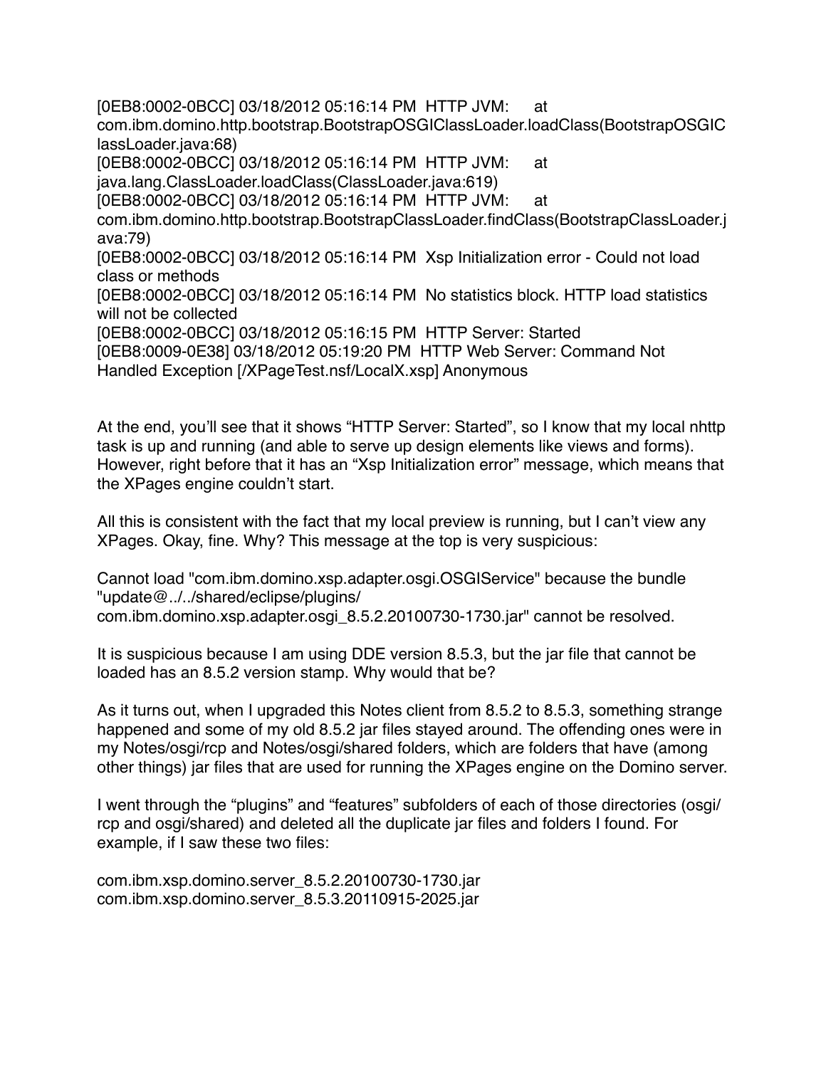```
[0EB8:0002-0BCC] 03/18/2012 05:16:14 PM  HTTP JVM:      at com.ibm.domino.http.bootstrap.BootstrapOSGIClassLoader.loadClass(BootstrapOSGIClassLoader.java:68)
[0EB8:0002-0BCC] 03/18/2012 05:16:14 PM  HTTP JVM:      at java.lang.ClassLoader.loadClass(ClassLoader.java:619)
[0EB8:0002-0BCC] 03/18/2012 05:16:14 PM  HTTP JVM:      at com.ibm.domino.http.bootstrap.BootstrapClassLoader.findClass(BootstrapClassLoader.java:79)
[0EB8:0002-0BCC] 03/18/2012 05:16:14 PM  Xsp Initialization error - Could not load class or methods
[0EB8:0002-0BCC] 03/18/2012 05:16:14 PM  No statistics block. HTTP load statistics will not be collected
[0EB8:0002-0BCC] 03/18/2012 05:16:15 PM  HTTP Server: Started
[0EB8:0009-0E38] 03/18/2012 05:19:20 PM  HTTP Web Server: Command Not Handled Exception [/XPageTest.nsf/LocalX.xsp] Anonymous
```

At the end, you'll see that it shows "HTTP Server: Started", so I know that my local nhttp task is up and running (and able to serve up design elements like views and forms). However, right before that it has an "Xsp Initialization error" message, which means that the XPages engine couldn't start.

All this is consistent with the fact that my local preview is running, but I can't view any XPages. Okay, fine. Why? This message at the top is very suspicious:

```
Cannot load "com.ibm.domino.xsp.adapter.osgi.OSGIService" because the bundle "update@../../shared/eclipse/plugins/com.ibm.domino.xsp.adapter.osgi_8.5.2.20100730-1730.jar" cannot be resolved.
```

It is suspicious because I am using DDE version 8.5.3, but the jar file that cannot be loaded has an 8.5.2 version stamp. Why would that be?

As it turns out, when I upgraded this Notes client from 8.5.2 to 8.5.3, something strange happened and some of my old 8.5.2 jar files stayed around. The offending ones were in my Notes/osgi/rcp and Notes/osgi/shared folders, which are folders that have (among other things) jar files that are used for running the XPages engine on the Domino server.

I went through the "plugins" and "features" subfolders of each of those directories (osgi/rcp and osgi/shared) and deleted all the duplicate jar files and folders I found. For example, if I saw these two files:

```
com.ibm.xsp.domino.server_8.5.2.20100730-1730.jar
com.ibm.xsp.domino.server_8.5.3.20110915-2025.jar
```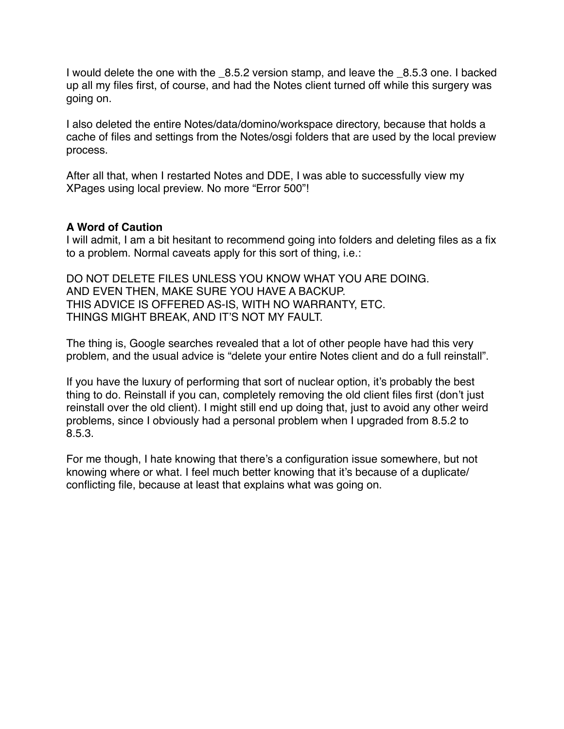I would delete the one with the _8.5.2 version stamp, and leave the _8.5.3 one. I backed up all my files first, of course, and had the Notes client turned off while this surgery was going on.

I also deleted the entire Notes/data/domino/workspace directory, because that holds a cache of files and settings from the Notes/osgi folders that are used by the local preview process.

After all that, when I restarted Notes and DDE, I was able to successfully view my XPages using local preview. No more "Error 500"!

**A Word of Caution**

I will admit, I am a bit hesitant to recommend going into folders and deleting files as a fix to a problem. Normal caveats apply for this sort of thing, i.e.:

DO NOT DELETE FILES UNLESS YOU KNOW WHAT YOU ARE DOING.
AND EVEN THEN, MAKE SURE YOU HAVE A BACKUP.
THIS ADVICE IS OFFERED AS-IS, WITH NO WARRANTY, ETC.
THINGS MIGHT BREAK, AND IT'S NOT MY FAULT.

The thing is, Google searches revealed that a lot of other people have had this very problem, and the usual advice is "delete your entire Notes client and do a full reinstall".

If you have the luxury of performing that sort of nuclear option, it's probably the best thing to do. Reinstall if you can, completely removing the old client files first (don't just reinstall over the old client). I might still end up doing that, just to avoid any other weird problems, since I obviously had a personal problem when I upgraded from 8.5.2 to 8.5.3.

For me though, I hate knowing that there's a configuration issue somewhere, but not knowing where or what. I feel much better knowing that it's because of a duplicate/conflicting file, because at least that explains what was going on.